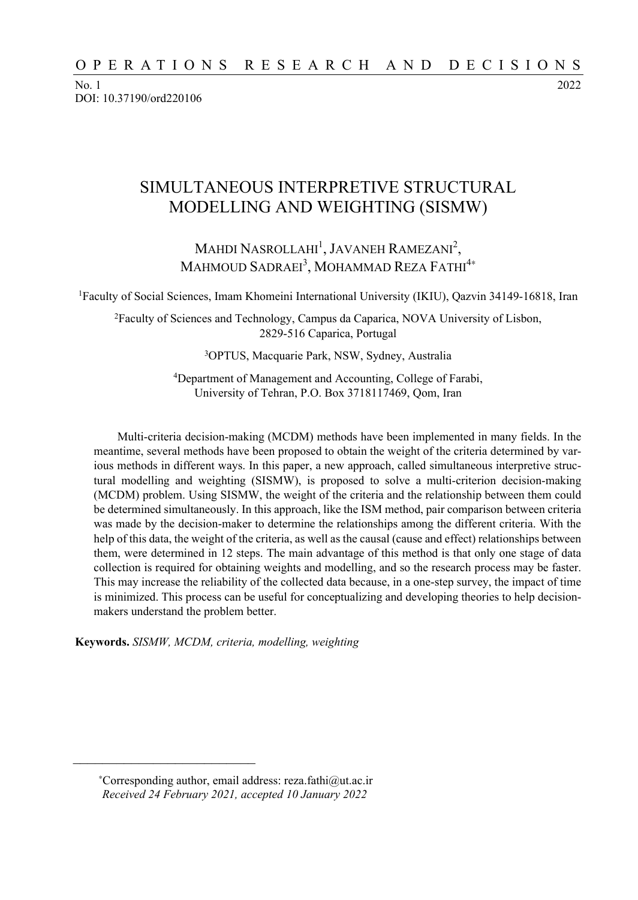# SIMULTANEOUS INTERPRETIVE STRUCTURAL MODELLING AND WEIGHTING (SISMW)

MAHDI NASROLLAHI[1], JAVANEH RAMEZANI[2], MAHMOUD SADRAEI[3], MOHAMMAD REZA FATHI[4*]

[1]Faculty of Social Sciences, Imam Khomeini International University (IKIU), Qazvin 34149-16818, Iran

[2]Faculty of Sciences and Technology, Campus da Caparica, NOVA University of Lisbon, 2829-516 Caparica, Portugal

[3]OPTUS, Macquarie Park, NSW, Sydney, Australia

[4]Department of Management and Accounting, College of Farabi, University of Tehran, P.O. Box 3718117469, Qom, Iran

Multi-criteria decision-making (MCDM) methods have been implemented in many fields. In the meantime, several methods have been proposed to obtain the weight of the criteria determined by various methods in different ways. In this paper, a new approach, called simultaneous interpretive structural modelling and weighting (SISMW), is proposed to solve a multi-criterion decision-making (MCDM) problem. Using SISMW, the weight of the criteria and the relationship between them could be determined simultaneously. In this approach, like the ISM method, pair comparison between criteria was made by the decision-maker to determine the relationships among the different criteria. With the help of this data, the weight of the criteria, as well as the causal (cause and effect) relationships between them, were determined in 12 steps. The main advantage of this method is that only one stage of data collection is required for obtaining weights and modelling, and so the research process may be faster. This may increase the reliability of the collected data because, in a one-step survey, the impact of time is minimized. This process can be useful for conceptualizing and developing theories to help decision-makers understand the problem better.

**Keywords.** *SISMW, MCDM, criteria, modelling, weighting*

---

[*]Corresponding author, email address: reza.fathi@ut.ac.ir

*Received 24 February 2021, accepted 10 January 2022*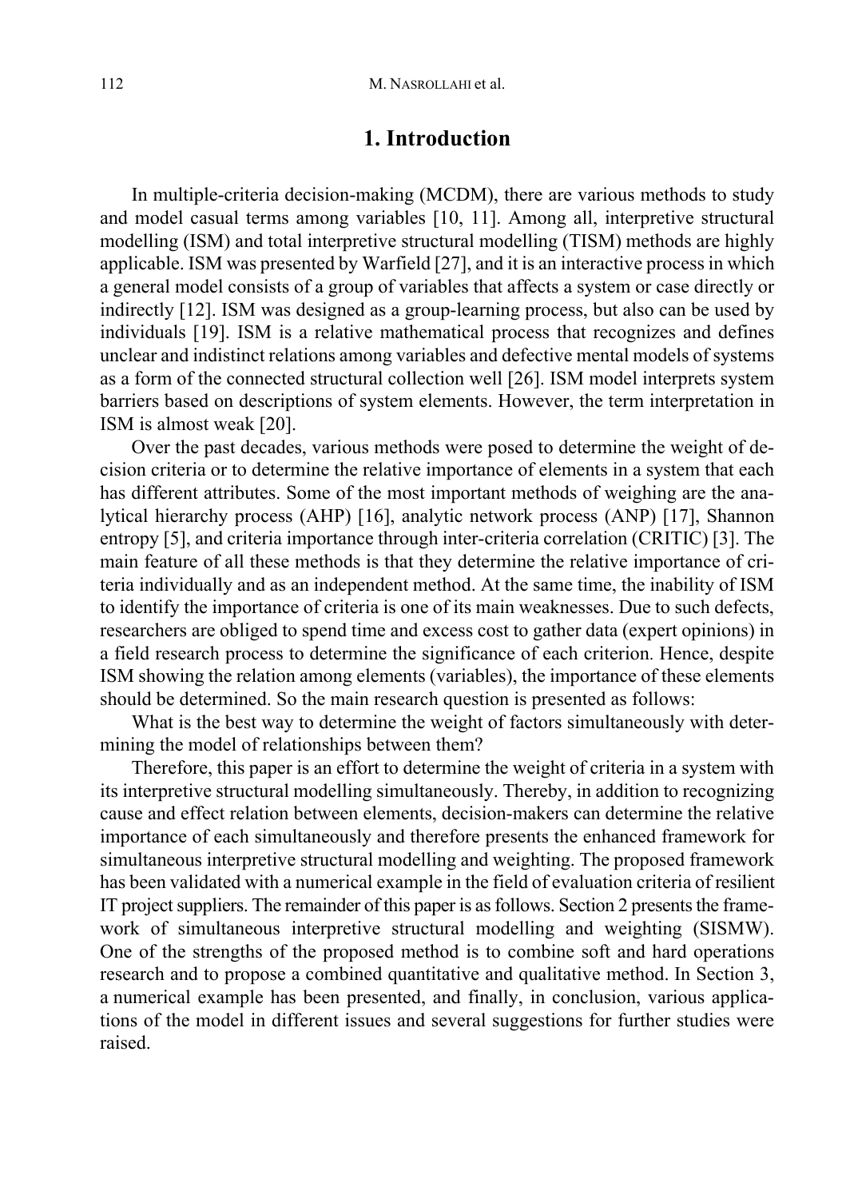# 1. Introduction

In multiple-criteria decision-making (MCDM), there are various methods to study and model casual terms among variables [10, 11]. Among all, interpretive structural modelling (ISM) and total interpretive structural modelling (TISM) methods are highly applicable. ISM was presented by Warfield [27], and it is an interactive process in which a general model consists of a group of variables that affects a system or case directly or indirectly [12]. ISM was designed as a group-learning process, but also can be used by individuals [19]. ISM is a relative mathematical process that recognizes and defines unclear and indistinct relations among variables and defective mental models of systems as a form of the connected structural collection well [26]. ISM model interprets system barriers based on descriptions of system elements. However, the term interpretation in ISM is almost weak [20].

Over the past decades, various methods were posed to determine the weight of decision criteria or to determine the relative importance of elements in a system that each has different attributes. Some of the most important methods of weighing are the analytical hierarchy process (AHP) [16], analytic network process (ANP) [17], Shannon entropy [5], and criteria importance through inter-criteria correlation (CRITIC) [3]. The main feature of all these methods is that they determine the relative importance of criteria individually and as an independent method. At the same time, the inability of ISM to identify the importance of criteria is one of its main weaknesses. Due to such defects, researchers are obliged to spend time and excess cost to gather data (expert opinions) in a field research process to determine the significance of each criterion. Hence, despite ISM showing the relation among elements (variables), the importance of these elements should be determined. So the main research question is presented as follows:

What is the best way to determine the weight of factors simultaneously with determining the model of relationships between them?

Therefore, this paper is an effort to determine the weight of criteria in a system with its interpretive structural modelling simultaneously. Thereby, in addition to recognizing cause and effect relation between elements, decision-makers can determine the relative importance of each simultaneously and therefore presents the enhanced framework for simultaneous interpretive structural modelling and weighting. The proposed framework has been validated with a numerical example in the field of evaluation criteria of resilient IT project suppliers. The remainder of this paper is as follows. Section 2 presents the framework of simultaneous interpretive structural modelling and weighting (SISMW). One of the strengths of the proposed method is to combine soft and hard operations research and to propose a combined quantitative and qualitative method. In Section 3, a numerical example has been presented, and finally, in conclusion, various applications of the model in different issues and several suggestions for further studies were raised.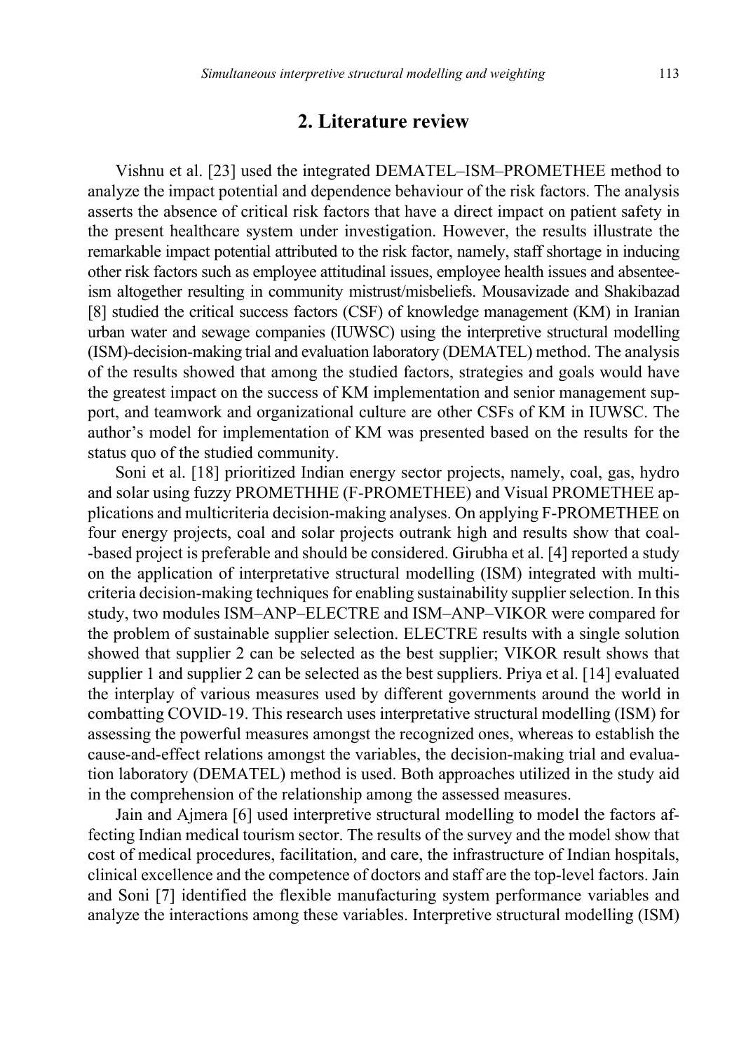## 2. Literature review

Vishnu et al. [23] used the integrated DEMATEL–ISM–PROMETHEE method to analyze the impact potential and dependence behaviour of the risk factors. The analysis asserts the absence of critical risk factors that have a direct impact on patient safety in the present healthcare system under investigation. However, the results illustrate the remarkable impact potential attributed to the risk factor, namely, staff shortage in inducing other risk factors such as employee attitudinal issues, employee health issues and absenteeism altogether resulting in community mistrust/misbeliefs. Mousavizade and Shakibazad [8] studied the critical success factors (CSF) of knowledge management (KM) in Iranian urban water and sewage companies (IUWSC) using the interpretive structural modelling (ISM)-decision-making trial and evaluation laboratory (DEMATEL) method. The analysis of the results showed that among the studied factors, strategies and goals would have the greatest impact on the success of KM implementation and senior management support, and teamwork and organizational culture are other CSFs of KM in IUWSC. The author's model for implementation of KM was presented based on the results for the status quo of the studied community.

Soni et al. [18] prioritized Indian energy sector projects, namely, coal, gas, hydro and solar using fuzzy PROMETHHE (F-PROMETHEE) and Visual PROMETHEE applications and multicriteria decision-making analyses. On applying F-PROMETHEE on four energy projects, coal and solar projects outrank high and results show that coal-based project is preferable and should be considered. Girubha et al. [4] reported a study on the application of interpretative structural modelling (ISM) integrated with multicriteria decision-making techniques for enabling sustainability supplier selection. In this study, two modules ISM–ANP–ELECTRE and ISM–ANP–VIKOR were compared for the problem of sustainable supplier selection. ELECTRE results with a single solution showed that supplier 2 can be selected as the best supplier; VIKOR result shows that supplier 1 and supplier 2 can be selected as the best suppliers. Priya et al. [14] evaluated the interplay of various measures used by different governments around the world in combatting COVID-19. This research uses interpretative structural modelling (ISM) for assessing the powerful measures amongst the recognized ones, whereas to establish the cause-and-effect relations amongst the variables, the decision-making trial and evaluation laboratory (DEMATEL) method is used. Both approaches utilized in the study aid in the comprehension of the relationship among the assessed measures.

Jain and Ajmera [6] used interpretive structural modelling to model the factors affecting Indian medical tourism sector. The results of the survey and the model show that cost of medical procedures, facilitation, and care, the infrastructure of Indian hospitals, clinical excellence and the competence of doctors and staff are the top-level factors. Jain and Soni [7] identified the flexible manufacturing system performance variables and analyze the interactions among these variables. Interpretive structural modelling (ISM)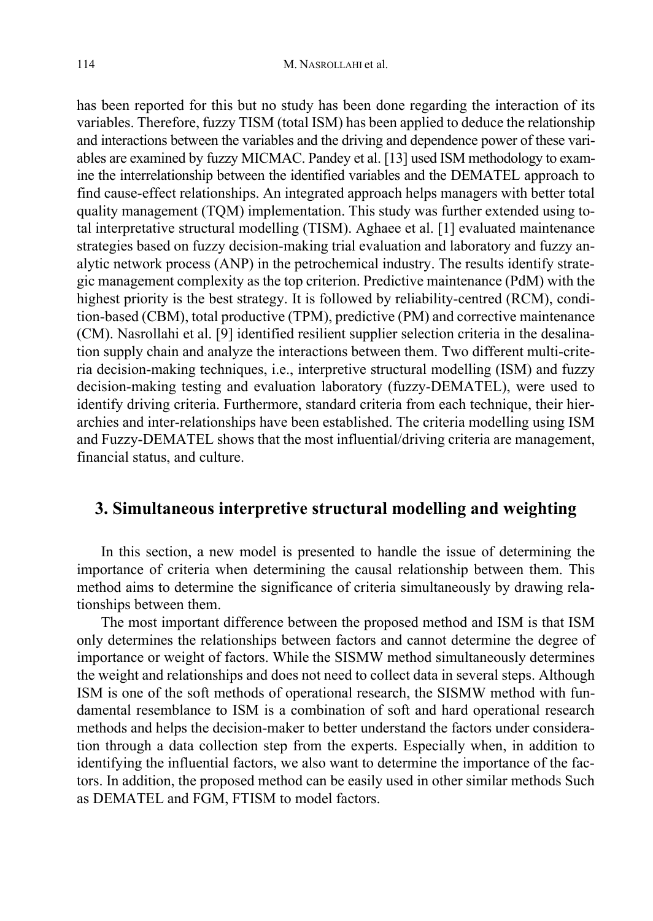has been reported for this but no study has been done regarding the interaction of its variables. Therefore, fuzzy TISM (total ISM) has been applied to deduce the relationship and interactions between the variables and the driving and dependence power of these variables are examined by fuzzy MICMAC. Pandey et al. [13] used ISM methodology to examine the interrelationship between the identified variables and the DEMATEL approach to find cause-effect relationships. An integrated approach helps managers with better total quality management (TQM) implementation. This study was further extended using total interpretative structural modelling (TISM). Aghaee et al. [1] evaluated maintenance strategies based on fuzzy decision-making trial evaluation and laboratory and fuzzy analytic network process (ANP) in the petrochemical industry. The results identify strategic management complexity as the top criterion. Predictive maintenance (PdM) with the highest priority is the best strategy. It is followed by reliability-centred (RCM), condition-based (CBM), total productive (TPM), predictive (PM) and corrective maintenance (CM). Nasrollahi et al. [9] identified resilient supplier selection criteria in the desalination supply chain and analyze the interactions between them. Two different multi-criteria decision-making techniques, i.e., interpretive structural modelling (ISM) and fuzzy decision-making testing and evaluation laboratory (fuzzy-DEMATEL), were used to identify driving criteria. Furthermore, standard criteria from each technique, their hierarchies and inter-relationships have been established. The criteria modelling using ISM and Fuzzy-DEMATEL shows that the most influential/driving criteria are management, financial status, and culture.

## 3. Simultaneous interpretive structural modelling and weighting

In this section, a new model is presented to handle the issue of determining the importance of criteria when determining the causal relationship between them. This method aims to determine the significance of criteria simultaneously by drawing relationships between them.

The most important difference between the proposed method and ISM is that ISM only determines the relationships between factors and cannot determine the degree of importance or weight of factors. While the SISMW method simultaneously determines the weight and relationships and does not need to collect data in several steps. Although ISM is one of the soft methods of operational research, the SISMW method with fundamental resemblance to ISM is a combination of soft and hard operational research methods and helps the decision-maker to better understand the factors under consideration through a data collection step from the experts. Especially when, in addition to identifying the influential factors, we also want to determine the importance of the factors. In addition, the proposed method can be easily used in other similar methods Such as DEMATEL and FGM, FTISM to model factors.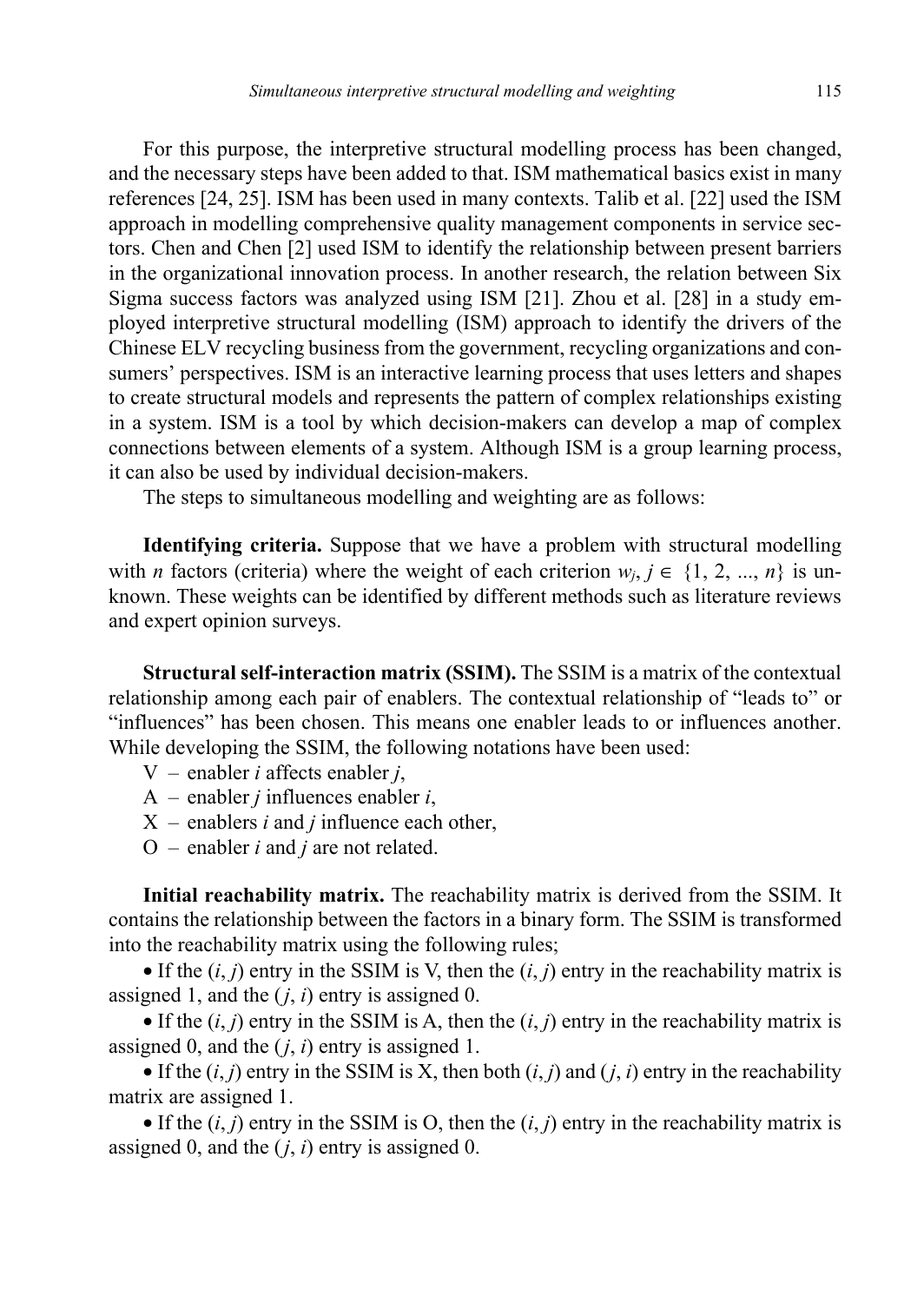For this purpose, the interpretive structural modelling process has been changed, and the necessary steps have been added to that. ISM mathematical basics exist in many references [24, 25]. ISM has been used in many contexts. Talib et al. [22] used the ISM approach in modelling comprehensive quality management components in service sectors. Chen and Chen [2] used ISM to identify the relationship between present barriers in the organizational innovation process. In another research, the relation between Six Sigma success factors was analyzed using ISM [21]. Zhou et al. [28] in a study employed interpretive structural modelling (ISM) approach to identify the drivers of the Chinese ELV recycling business from the government, recycling organizations and consumers' perspectives. ISM is an interactive learning process that uses letters and shapes to create structural models and represents the pattern of complex relationships existing in a system. ISM is a tool by which decision-makers can develop a map of complex connections between elements of a system. Although ISM is a group learning process, it can also be used by individual decision-makers.

The steps to simultaneous modelling and weighting are as follows:

**Identifying criteria.** Suppose that we have a problem with structural modelling with $n$ factors (criteria) where the weight of each criterion $w_j$, $j \in \{1, 2, ..., n\}$ is unknown. These weights can be identified by different methods such as literature reviews and expert opinion surveys.

**Structural self-interaction matrix (SSIM).** The SSIM is a matrix of the contextual relationship among each pair of enablers. The contextual relationship of "leads to" or "influences" has been chosen. This means one enabler leads to or influences another. While developing the SSIM, the following notations have been used:

- V – enabler $i$ affects enabler $j$,
- A – enabler $j$ influences enabler $i$,
- X – enablers $i$ and $j$ influence each other,
- O – enabler $i$ and $j$ are not related.

**Initial reachability matrix.** The reachability matrix is derived from the SSIM. It contains the relationship between the factors in a binary form. The SSIM is transformed into the reachability matrix using the following rules;

- If the $(i, j)$ entry in the SSIM is V, then the $(i, j)$ entry in the reachability matrix is assigned 1, and the $(j, i)$ entry is assigned 0.
- If the $(i, j)$ entry in the SSIM is A, then the $(i, j)$ entry in the reachability matrix is assigned 0, and the $(j, i)$ entry is assigned 1.
- If the $(i, j)$ entry in the SSIM is X, then both $(i, j)$ and $(j, i)$ entry in the reachability matrix are assigned 1.
- If the $(i, j)$ entry in the SSIM is O, then the $(i, j)$ entry in the reachability matrix is assigned 0, and the $(j, i)$ entry is assigned 0.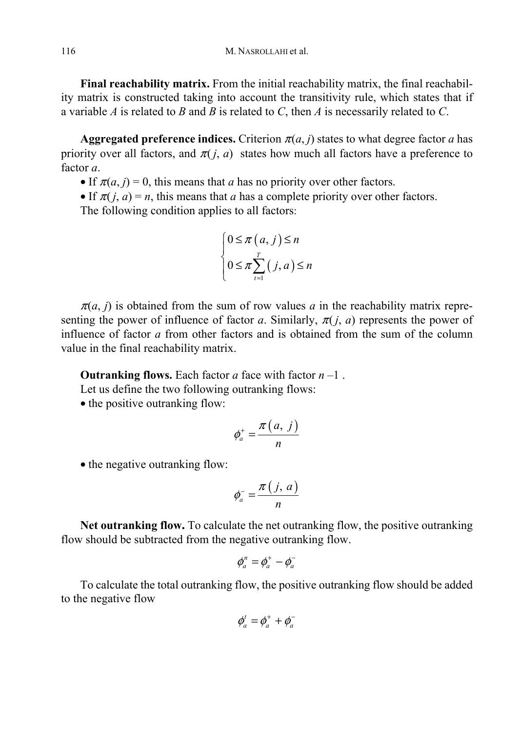**Final reachability matrix.** From the initial reachability matrix, the final reachability matrix is constructed taking into account the transitivity rule, which states that if a variable *A* is related to *B* and *B* is related to *C*, then *A* is necessarily related to *C*.

**Aggregated preference indices.** Criterion $\pi(a, j)$ states to what degree factor *a* has priority over all factors, and $\pi(j, a)$ states how much all factors have a preference to factor *a*.

- If $\pi(a, j) = 0$, this means that *a* has no priority over other factors.
- If $\pi(j, a) = n$, this means that *a* has a complete priority over other factors.

The following condition applies to all factors:

$$\begin{cases} 0 \le \pi\left(a, j\right) \le n \\ 0 \le \pi \sum\limits_{t=1}^{T}\left(j, a\right) \le n \end{cases}$$

$\pi(a, j)$ is obtained from the sum of row values *a* in the reachability matrix representing the power of influence of factor *a*. Similarly, $\pi(j, a)$ represents the power of influence of factor *a* from other factors and is obtained from the sum of the column value in the final reachability matrix.

**Outranking flows.** Each factor *a* face with factor $n - 1$ .

Let us define the two following outranking flows:

- the positive outranking flow:

$$\phi_a^+ = \frac{\pi\left(a,\ j\right)}{n}$$

- the negative outranking flow:

$$\phi_a^- = \frac{\pi\left(j,\ a\right)}{n}$$

**Net outranking flow.** To calculate the net outranking flow, the positive outranking flow should be subtracted from the negative outranking flow.

$$\phi_a^n = \phi_a^+ - \phi_a^-$$

To calculate the total outranking flow, the positive outranking flow should be added to the negative flow

$$\phi_a^t = \phi_a^+ + \phi_a^-$$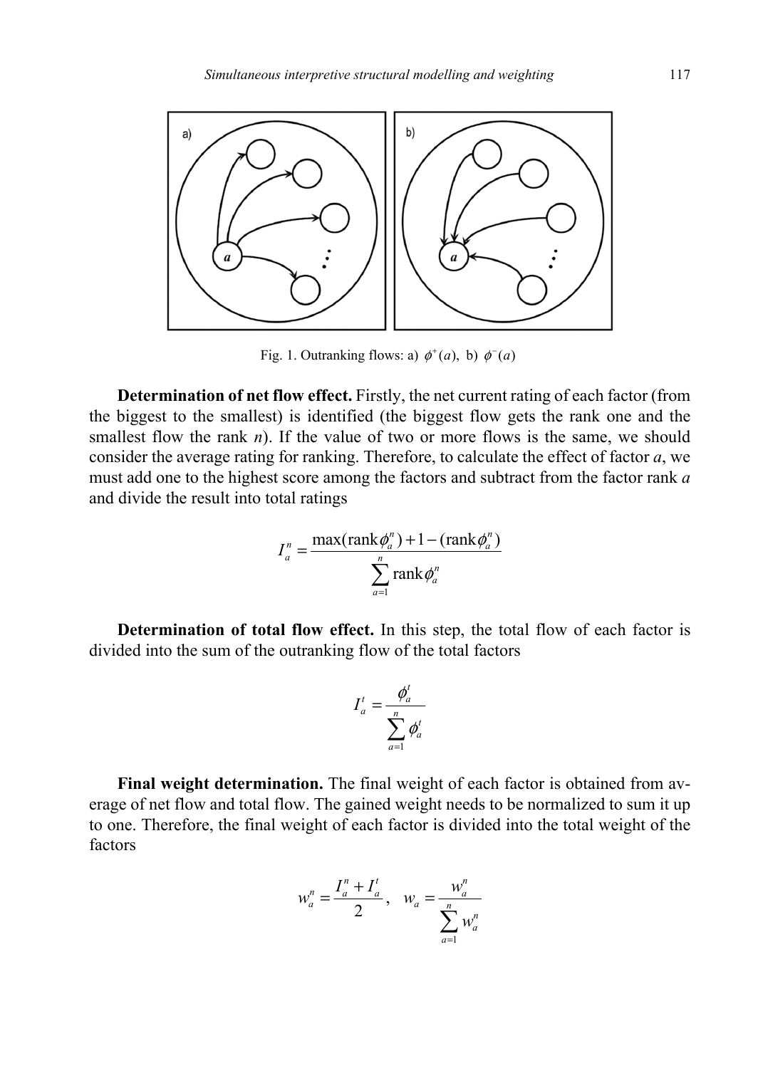Fig. 1. Outranking flows: a) $\phi^+(a)$, b) $\phi^-(a)$

**Determination of net flow effect.** Firstly, the net current rating of each factor (from the biggest to the smallest) is identified (the biggest flow gets the rank one and the smallest flow the rank *n*). If the value of two or more flows is the same, we should consider the average rating for ranking. Therefore, to calculate the effect of factor *a*, we must add one to the highest score among the factors and subtract from the factor rank *a* and divide the result into total ratings

$$I_a^n = \frac{\max(\text{rank}\phi_a^n) + 1 - (\text{rank}\phi_a^n)}{\sum_{a=1}^{n} \text{rank}\phi_a^n}$$

**Determination of total flow effect.** In this step, the total flow of each factor is divided into the sum of the outranking flow of the total factors

$$I_a^t = \frac{\phi_a^t}{\sum_{a=1}^{n} \phi_a^t}$$

**Final weight determination.** The final weight of each factor is obtained from average of net flow and total flow. The gained weight needs to be normalized to sum it up to one. Therefore, the final weight of each factor is divided into the total weight of the factors

$$w_a^n = \frac{I_a^n + I_a^t}{2}, \quad w_a = \frac{w_a^n}{\sum_{a=1}^{n} w_a^n}$$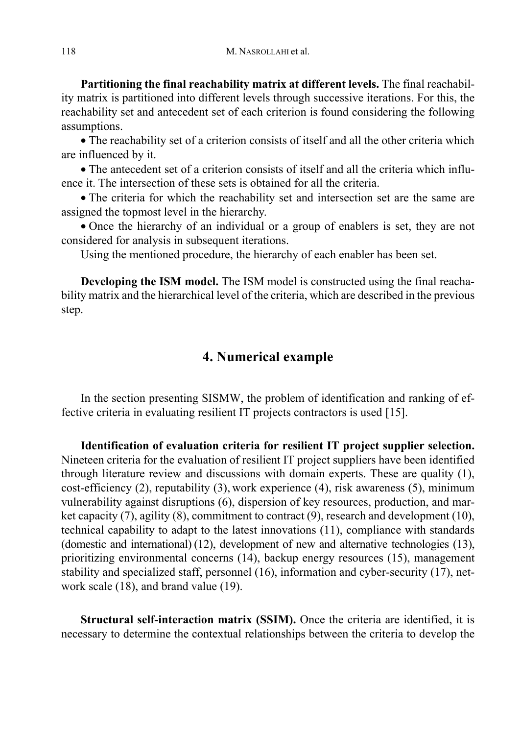**Partitioning the final reachability matrix at different levels.** The final reachability matrix is partitioned into different levels through successive iterations. For this, the reachability set and antecedent set of each criterion is found considering the following assumptions.

- The reachability set of a criterion consists of itself and all the other criteria which are influenced by it.
- The antecedent set of a criterion consists of itself and all the criteria which influence it. The intersection of these sets is obtained for all the criteria.
- The criteria for which the reachability set and intersection set are the same are assigned the topmost level in the hierarchy.
- Once the hierarchy of an individual or a group of enablers is set, they are not considered for analysis in subsequent iterations.

Using the mentioned procedure, the hierarchy of each enabler has been set.

**Developing the ISM model.** The ISM model is constructed using the final reachability matrix and the hierarchical level of the criteria, which are described in the previous step.

## 4. Numerical example

In the section presenting SISMW, the problem of identification and ranking of effective criteria in evaluating resilient IT projects contractors is used [15].

**Identification of evaluation criteria for resilient IT project supplier selection.** Nineteen criteria for the evaluation of resilient IT project suppliers have been identified through literature review and discussions with domain experts. These are quality (1), cost-efficiency (2), reputability (3), work experience (4), risk awareness (5), minimum vulnerability against disruptions (6), dispersion of key resources, production, and market capacity (7), agility (8), commitment to contract (9), research and development (10), technical capability to adapt to the latest innovations (11), compliance with standards (domestic and international) (12), development of new and alternative technologies (13), prioritizing environmental concerns (14), backup energy resources (15), management stability and specialized staff, personnel (16), information and cyber-security (17), network scale (18), and brand value (19).

**Structural self-interaction matrix (SSIM).** Once the criteria are identified, it is necessary to determine the contextual relationships between the criteria to develop the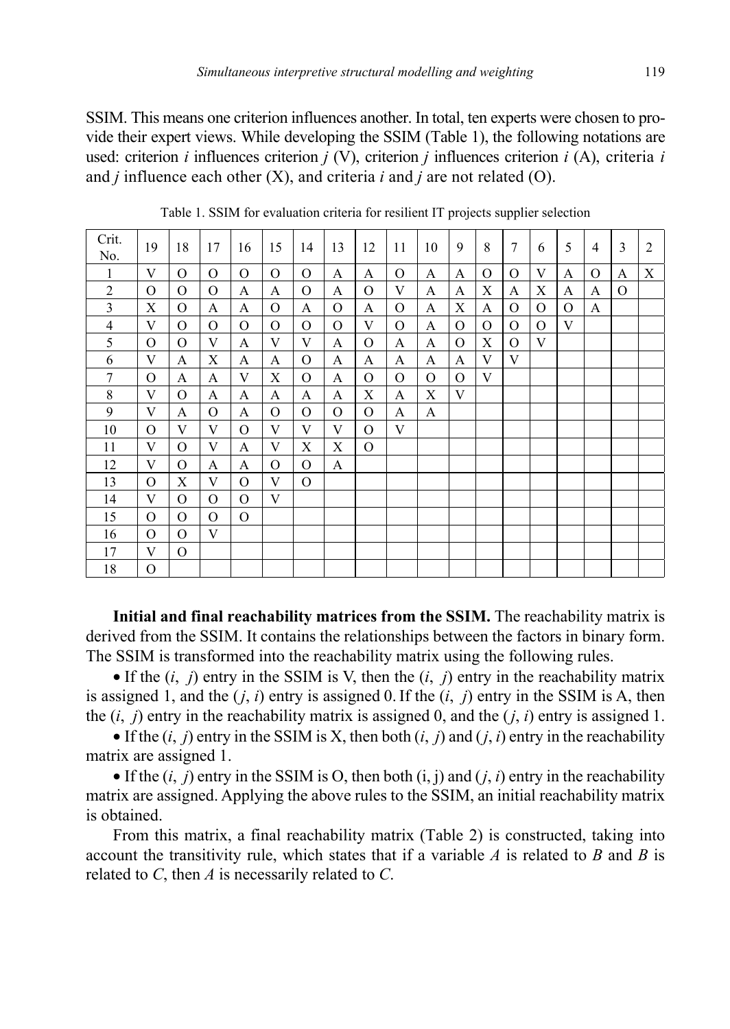SSIM. This means one criterion influences another. In total, ten experts were chosen to provide their expert views. While developing the SSIM (Table 1), the following notations are used: criterion $i$ influences criterion $j$ (V), criterion $j$ influences criterion $i$ (A), criteria $i$ and $j$ influence each other (X), and criteria $i$ and $j$ are not related (O).

Table 1. SSIM for evaluation criteria for resilient IT projects supplier selection

| Crit. No. | 19 | 18 | 17 | 16 | 15 | 14 | 13 | 12 | 11 | 10 | 9 | 8 | 7 | 6 | 5 | 4 | 3 | 2 |
|---|---|---|---|---|---|---|---|---|---|---|---|---|---|---|---|---|---|---|
| 1 | V | O | O | O | O | O | A | A | O | A | A | O | O | V | A | O | A | X |
| 2 | O | O | O | A | A | O | A | O | V | A | A | X | A | X | A | A | O | |
| 3 | X | O | A | A | O | A | O | A | O | A | X | A | O | O | O | A | | |
| 4 | V | O | O | O | O | O | O | V | O | A | O | O | O | O | V | | | |
| 5 | O | O | V | A | V | V | A | O | A | A | O | X | O | V | | | | |
| 6 | V | A | X | A | A | O | A | A | A | A | A | V | V | | | | | |
| 7 | O | A | A | V | X | O | A | O | O | O | O | V | | | | | | |
| 8 | V | O | A | A | A | A | A | X | A | X | V | | | | | | | |
| 9 | V | A | O | A | O | O | O | O | A | A | | | | | | | | |
| 10 | O | V | V | O | V | V | V | O | V | | | | | | | | | |
| 11 | V | O | V | A | V | X | X | O | | | | | | | | | | |
| 12 | V | O | A | A | O | O | A | | | | | | | | | | | |
| 13 | O | X | V | O | V | O | | | | | | | | | | | | |
| 14 | V | O | O | O | V | | | | | | | | | | | | | |
| 15 | O | O | O | O | | | | | | | | | | | | | | |
| 16 | O | O | V | | | | | | | | | | | | | | | |
| 17 | V | O | | | | | | | | | | | | | | | | |
| 18 | O | | | | | | | | | | | | | | | | | |

**Initial and final reachability matrices from the SSIM.** The reachability matrix is derived from the SSIM. It contains the relationships between the factors in binary form. The SSIM is transformed into the reachability matrix using the following rules.

- If the ($i$, $j$) entry in the SSIM is V, then the ($i$, $j$) entry in the reachability matrix is assigned 1, and the ($j$, $i$) entry is assigned 0. If the ($i$, $j$) entry in the SSIM is A, then the ($i$, $j$) entry in the reachability matrix is assigned 0, and the ($j$, $i$) entry is assigned 1.
- If the ($i$, $j$) entry in the SSIM is X, then both ($i$, $j$) and ($j$, $i$) entry in the reachability matrix are assigned 1.
- If the ($i$, $j$) entry in the SSIM is O, then both (i, j) and ($j$, $i$) entry in the reachability matrix are assigned. Applying the above rules to the SSIM, an initial reachability matrix is obtained.

From this matrix, a final reachability matrix (Table 2) is constructed, taking into account the transitivity rule, which states that if a variable $A$ is related to $B$ and $B$ is related to $C$, then $A$ is necessarily related to $C$.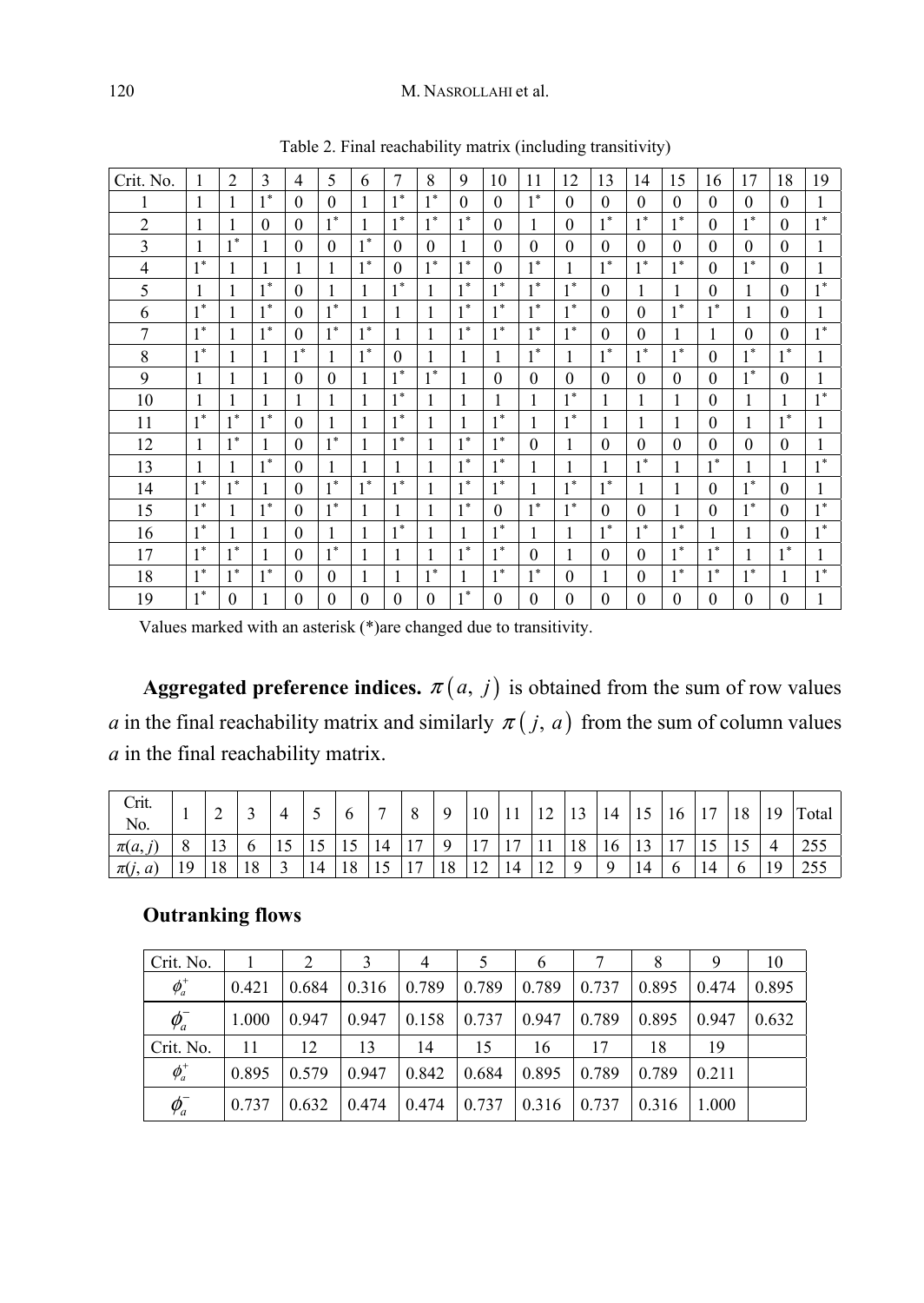Table 2. Final reachability matrix (including transitivity)

| Crit. No. | 1 | 2 | 3 | 4 | 5 | 6 | 7 | 8 | 9 | 10 | 11 | 12 | 13 | 14 | 15 | 16 | 17 | 18 | 19 |
|---|---|---|---|---|---|---|---|---|---|---|---|---|---|---|---|---|---|---|---|
| 1 | 1 | 1 | 1* | 0 | 0 | 1 | 1* | 1* | 0 | 0 | 1* | 0 | 0 | 0 | 0 | 0 | 0 | 0 | 1 |
| 2 | 1 | 1 | 0 | 0 | 1* | 1 | 1* | 1* | 1* | 0 | 1 | 0 | 1* | 1* | 1* | 0 | 1* | 0 | 1* |
| 3 | 1 | 1* | 1 | 0 | 0 | 1* | 0 | 0 | 1 | 0 | 0 | 0 | 0 | 0 | 0 | 0 | 0 | 0 | 1 |
| 4 | 1* | 1 | 1 | 1 | 1 | 1* | 0 | 1* | 1* | 0 | 1* | 1 | 1* | 1* | 1* | 0 | 1* | 0 | 1 |
| 5 | 1 | 1 | 1* | 0 | 1 | 1 | 1* | 1 | 1* | 1* | 1* | 1* | 0 | 1 | 1 | 0 | 1 | 0 | 1* |
| 6 | 1* | 1 | 1* | 0 | 1* | 1 | 1 | 1 | 1* | 1* | 1* | 1* | 0 | 0 | 1* | 1* | 1 | 0 | 1 |
| 7 | 1* | 1 | 1* | 0 | 1* | 1* | 1 | 1 | 1* | 1* | 1* | 1* | 0 | 0 | 1 | 1 | 0 | 0 | 1* |
| 8 | 1* | 1 | 1 | 1* | 1 | 1* | 0 | 1 | 1 | 1 | 1* | 1 | 1* | 1* | 1* | 0 | 1* | 1* | 1 |
| 9 | 1 | 1 | 1 | 0 | 0 | 1 | 1* | 1* | 1 | 0 | 0 | 0 | 0 | 0 | 0 | 0 | 1* | 0 | 1 |
| 10 | 1 | 1 | 1 | 1 | 1 | 1 | 1* | 1 | 1 | 1 | 1 | 1* | 1 | 1 | 1 | 0 | 1 | 1 | 1* |
| 11 | 1* | 1* | 1* | 0 | 1 | 1 | 1* | 1 | 1 | 1* | 1 | 1* | 1 | 1 | 1 | 0 | 1 | 1* | 1 |
| 12 | 1 | 1* | 1 | 0 | 1* | 1 | 1* | 1 | 1* | 1* | 0 | 1 | 0 | 0 | 0 | 0 | 0 | 0 | 1 |
| 13 | 1 | 1 | 1* | 0 | 1 | 1 | 1 | 1 | 1* | 1* | 1 | 1 | 1 | 1* | 1 | 1* | 1 | 1 | 1* |
| 14 | 1* | 1* | 1 | 0 | 1* | 1* | 1* | 1 | 1* | 1* | 1 | 1* | 1* | 1 | 1 | 0 | 1* | 0 | 1 |
| 15 | 1* | 1 | 1* | 0 | 1* | 1 | 1 | 1 | 1* | 0 | 1* | 1* | 0 | 0 | 1 | 0 | 1* | 0 | 1* |
| 16 | 1* | 1 | 1 | 0 | 1 | 1 | 1* | 1 | 1 | 1* | 1 | 1 | 1* | 1* | 1* | 1 | 1 | 0 | 1* |
| 17 | 1* | 1* | 1 | 0 | 1* | 1 | 1 | 1 | 1* | 1* | 0 | 1 | 0 | 0 | 1* | 1* | 1 | 1* | 1 |
| 18 | 1* | 1* | 1* | 0 | 0 | 1 | 1 | 1* | 1 | 1* | 1* | 0 | 1 | 0 | 1* | 1* | 1* | 1 | 1* |
| 19 | 1* | 0 | 1 | 0 | 0 | 0 | 0 | 0 | 1* | 0 | 0 | 0 | 0 | 0 | 0 | 0 | 0 | 0 | 1 |

Values marked with an asterisk (*)are changed due to transitivity.

**Aggregated preference indices.** $\pi(a, j)$ is obtained from the sum of row values $a$ in the final reachability matrix and similarly $\pi(j, a)$ from the sum of column values $a$ in the final reachability matrix.

| Crit. No. | 1 | 2 | 3 | 4 | 5 | 6 | 7 | 8 | 9 | 10 | 11 | 12 | 13 | 14 | 15 | 16 | 17 | 18 | 19 | Total |
|---|---|---|---|---|---|---|---|---|---|---|---|---|---|---|---|---|---|---|---|---|
| $\pi(a, j)$ | 8 | 13 | 6 | 15 | 15 | 15 | 14 | 17 | 9 | 17 | 17 | 11 | 18 | 16 | 13 | 17 | 15 | 15 | 4 | 255 |
| $\pi(j, a)$ | 19 | 18 | 18 | 3 | 14 | 18 | 15 | 17 | 18 | 12 | 14 | 12 | 9 | 9 | 14 | 6 | 14 | 6 | 19 | 255 |

## Outranking flows

| Crit. No. | 1 | 2 | 3 | 4 | 5 | 6 | 7 | 8 | 9 | 10 |
|---|---|---|---|---|---|---|---|---|---|---|
| $\phi_a^+$ | 0.421 | 0.684 | 0.316 | 0.789 | 0.789 | 0.789 | 0.737 | 0.895 | 0.474 | 0.895 |
| $\phi_a^-$ | 1.000 | 0.947 | 0.947 | 0.158 | 0.737 | 0.947 | 0.789 | 0.895 | 0.947 | 0.632 |
| Crit. No. | 11 | 12 | 13 | 14 | 15 | 16 | 17 | 18 | 19 | |
| $\phi_a^+$ | 0.895 | 0.579 | 0.947 | 0.842 | 0.684 | 0.895 | 0.789 | 0.789 | 0.211 | |
| $\phi_a^-$ | 0.737 | 0.632 | 0.474 | 0.474 | 0.737 | 0.316 | 0.737 | 0.316 | 1.000 | |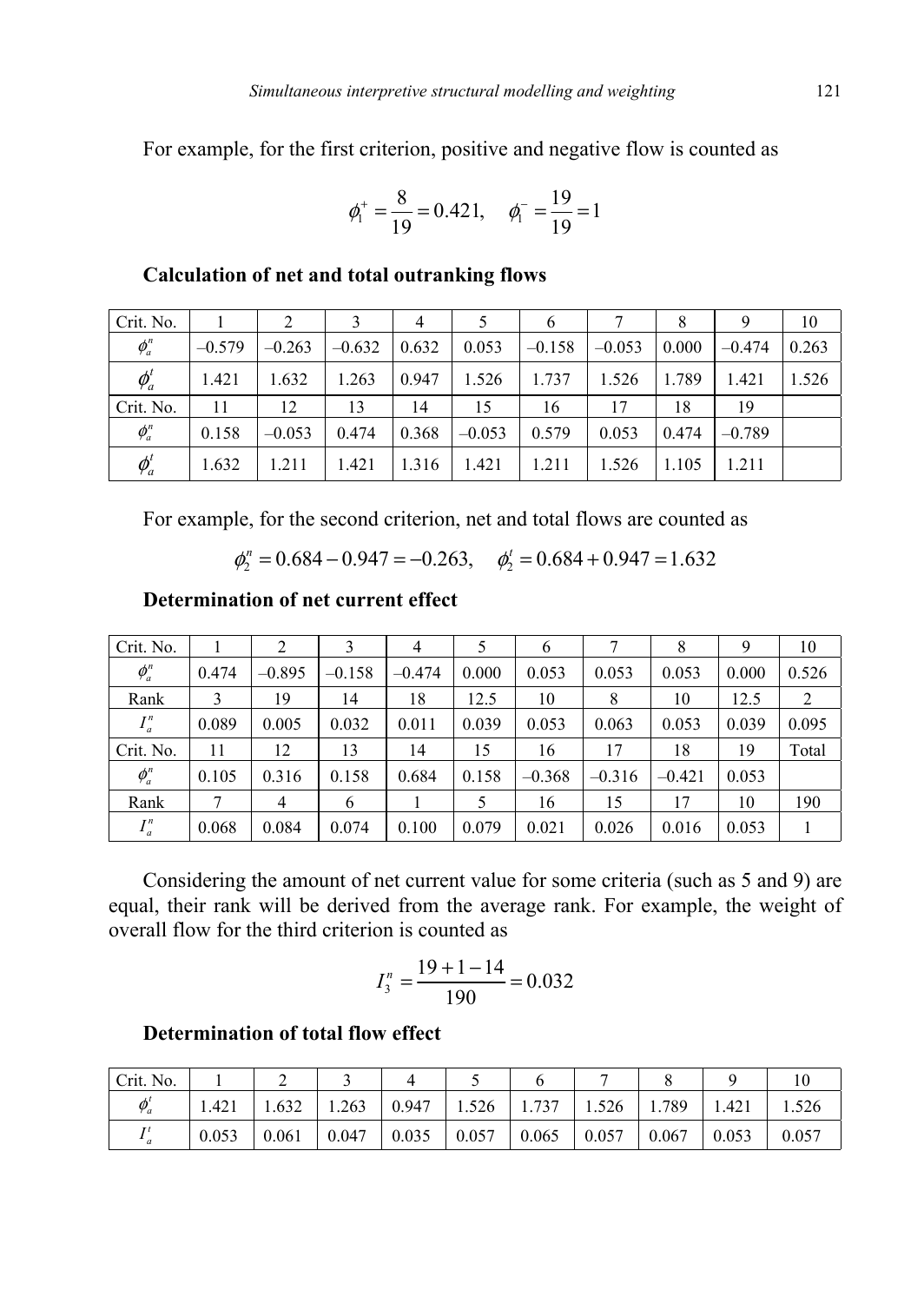For example, for the first criterion, positive and negative flow is counted as

$$\phi_1^+ = \frac{8}{19} = 0.421, \quad \phi_1^- = \frac{19}{19} = 1$$

**Calculation of net and total outranking flows**

| Crit. No. | 1 | 2 | 3 | 4 | 5 | 6 | 7 | 8 | 9 | 10 |
|---|---|---|---|---|---|---|---|---|---|---|
| $\phi_a^n$ | –0.579 | –0.263 | –0.632 | 0.632 | 0.053 | –0.158 | –0.053 | 0.000 | –0.474 | 0.263 |
| $\phi_a^t$ | 1.421 | 1.632 | 1.263 | 0.947 | 1.526 | 1.737 | 1.526 | 1.789 | 1.421 | 1.526 |
| Crit. No. | 11 | 12 | 13 | 14 | 15 | 16 | 17 | 18 | 19 | |
| $\phi_a^n$ | 0.158 | –0.053 | 0.474 | 0.368 | –0.053 | 0.579 | 0.053 | 0.474 | –0.789 | |
| $\phi_a^t$ | 1.632 | 1.211 | 1.421 | 1.316 | 1.421 | 1.211 | 1.526 | 1.105 | 1.211 | |

For example, for the second criterion, net and total flows are counted as

$$\phi_2^n = 0.684 - 0.947 = -0.263, \quad \phi_2^t = 0.684 + 0.947 = 1.632$$

**Determination of net current effect**

| Crit. No. | 1 | 2 | 3 | 4 | 5 | 6 | 7 | 8 | 9 | 10 |
|---|---|---|---|---|---|---|---|---|---|---|
| $\phi_a^n$ | 0.474 | –0.895 | –0.158 | –0.474 | 0.000 | 0.053 | 0.053 | 0.053 | 0.000 | 0.526 |
| Rank | 3 | 19 | 14 | 18 | 12.5 | 10 | 8 | 10 | 12.5 | 2 |
| $I_a^n$ | 0.089 | 0.005 | 0.032 | 0.011 | 0.039 | 0.053 | 0.063 | 0.053 | 0.039 | 0.095 |
| Crit. No. | 11 | 12 | 13 | 14 | 15 | 16 | 17 | 18 | 19 | Total |
| $\phi_a^n$ | 0.105 | 0.316 | 0.158 | 0.684 | 0.158 | –0.368 | –0.316 | –0.421 | 0.053 | |
| Rank | 7 | 4 | 6 | 1 | 5 | 16 | 15 | 17 | 10 | 190 |
| $I_a^n$ | 0.068 | 0.084 | 0.074 | 0.100 | 0.079 | 0.021 | 0.026 | 0.016 | 0.053 | 1 |

Considering the amount of net current value for some criteria (such as 5 and 9) are equal, their rank will be derived from the average rank. For example, the weight of overall flow for the third criterion is counted as

$$I_3^n = \frac{19 + 1 - 14}{190} = 0.032$$

**Determination of total flow effect**

| Crit. No. | 1 | 2 | 3 | 4 | 5 | 6 | 7 | 8 | 9 | 10 |
|---|---|---|---|---|---|---|---|---|---|---|
| $\phi_a^t$ | 1.421 | 1.632 | 1.263 | 0.947 | 1.526 | 1.737 | 1.526 | 1.789 | 1.421 | 1.526 |
| $I_a^t$ | 0.053 | 0.061 | 0.047 | 0.035 | 0.057 | 0.065 | 0.057 | 0.067 | 0.053 | 0.057 |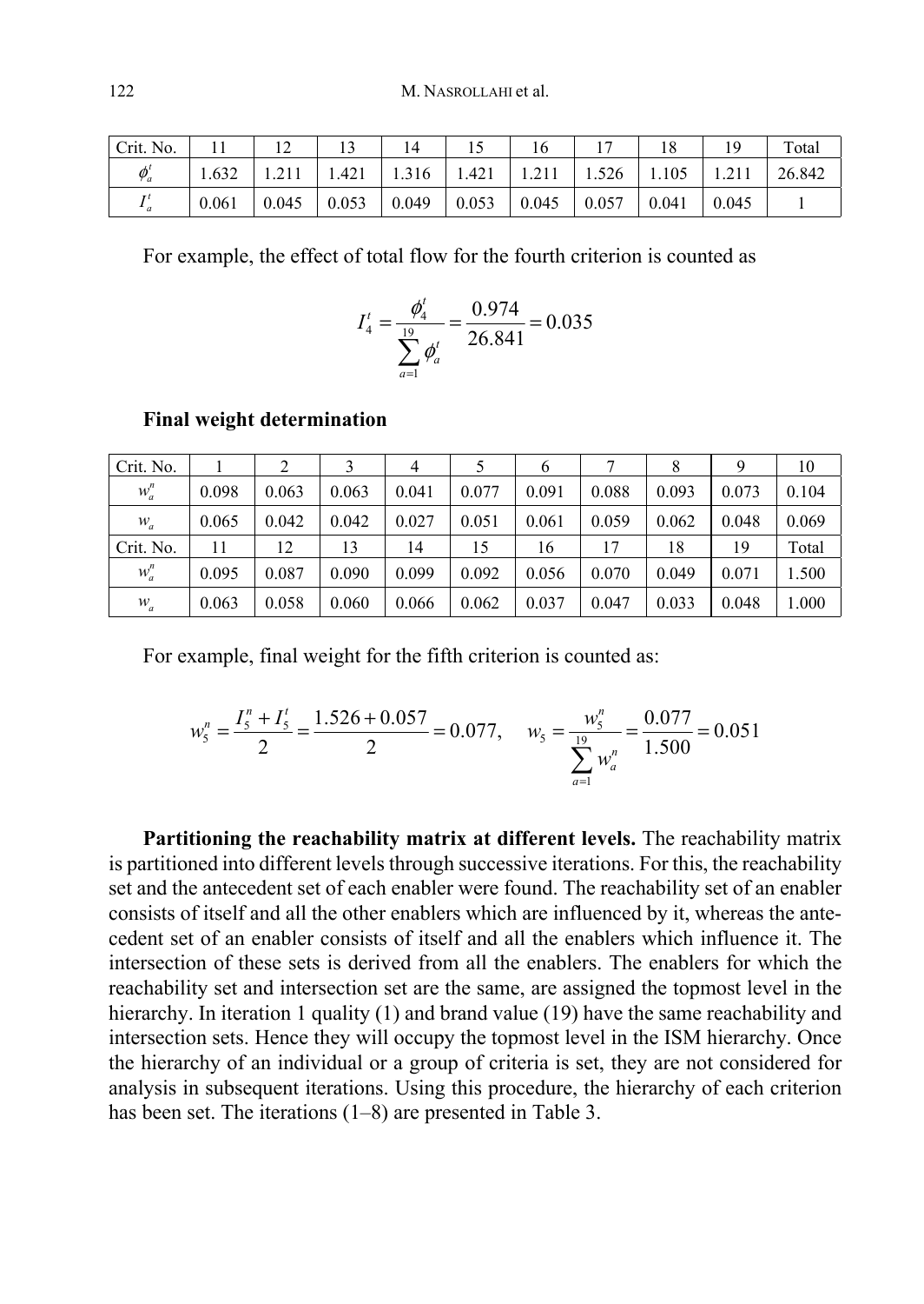| Crit. No. | 11 | 12 | 13 | 14 | 15 | 16 | 17 | 18 | 19 | Total |
|---|---|---|---|---|---|---|---|---|---|---|
| $\phi_a^t$ | 1.632 | 1.211 | 1.421 | 1.316 | 1.421 | 1.211 | 1.526 | 1.105 | 1.211 | 26.842 |
| $I_a^t$ | 0.061 | 0.045 | 0.053 | 0.049 | 0.053 | 0.045 | 0.057 | 0.041 | 0.045 | 1 |

For example, the effect of total flow for the fourth criterion is counted as

$$I_4^t = \frac{\phi_4^t}{\sum_{a=1}^{19} \phi_a^t} = \frac{0.974}{26.841} = 0.035$$

**Final weight determination**

| Crit. No. | 1 | 2 | 3 | 4 | 5 | 6 | 7 | 8 | 9 | 10 |
|---|---|---|---|---|---|---|---|---|---|---|
| $w_a^n$ | 0.098 | 0.063 | 0.063 | 0.041 | 0.077 | 0.091 | 0.088 | 0.093 | 0.073 | 0.104 |
| $w_a$ | 0.065 | 0.042 | 0.042 | 0.027 | 0.051 | 0.061 | 0.059 | 0.062 | 0.048 | 0.069 |
| Crit. No. | 11 | 12 | 13 | 14 | 15 | 16 | 17 | 18 | 19 | Total |
| $w_a^n$ | 0.095 | 0.087 | 0.090 | 0.099 | 0.092 | 0.056 | 0.070 | 0.049 | 0.071 | 1.500 |
| $w_a$ | 0.063 | 0.058 | 0.060 | 0.066 | 0.062 | 0.037 | 0.047 | 0.033 | 0.048 | 1.000 |

For example, final weight for the fifth criterion is counted as:

$$w_5^n = \frac{I_5^n + I_5^t}{2} = \frac{1.526 + 0.057}{2} = 0.077, \quad w_5 = \frac{w_5^n}{\sum_{a=1}^{19} w_a^n} = \frac{0.077}{1.500} = 0.051$$

**Partitioning the reachability matrix at different levels.** The reachability matrix is partitioned into different levels through successive iterations. For this, the reachability set and the antecedent set of each enabler were found. The reachability set of an enabler consists of itself and all the other enablers which are influenced by it, whereas the antecedent set of an enabler consists of itself and all the enablers which influence it. The intersection of these sets is derived from all the enablers. The enablers for which the reachability set and intersection set are the same, are assigned the topmost level in the hierarchy. In iteration 1 quality (1) and brand value (19) have the same reachability and intersection sets. Hence they will occupy the topmost level in the ISM hierarchy. Once the hierarchy of an individual or a group of criteria is set, they are not considered for analysis in subsequent iterations. Using this procedure, the hierarchy of each criterion has been set. The iterations (1–8) are presented in Table 3.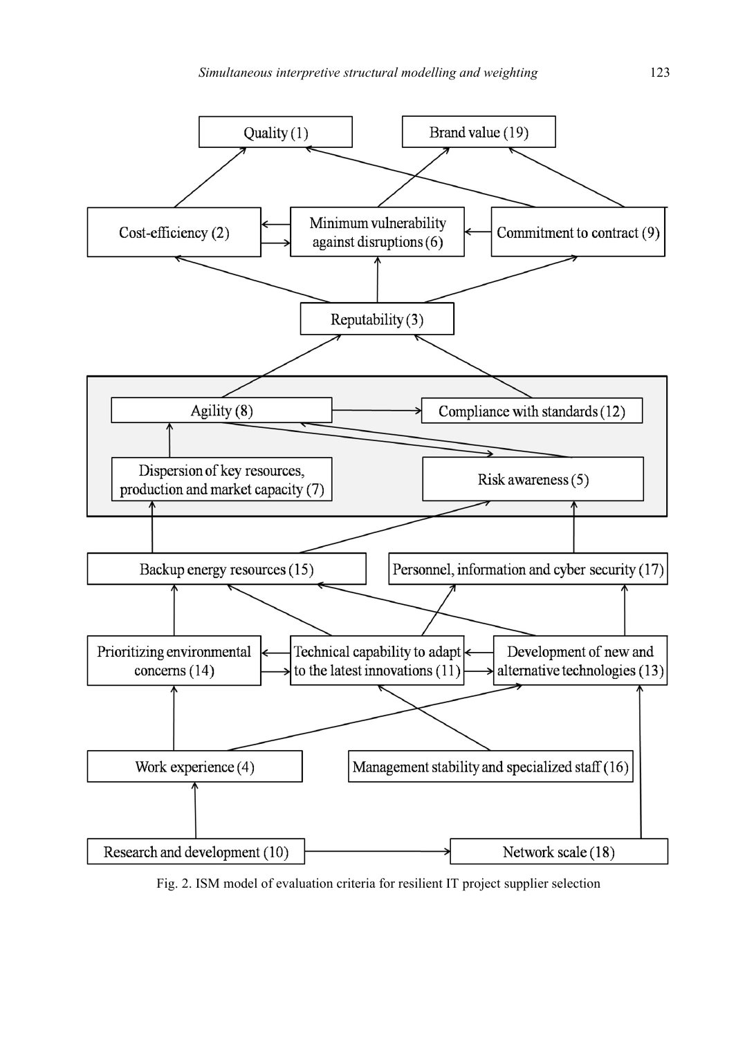Fig. 2. ISM model of evaluation criteria for resilient IT project supplier selection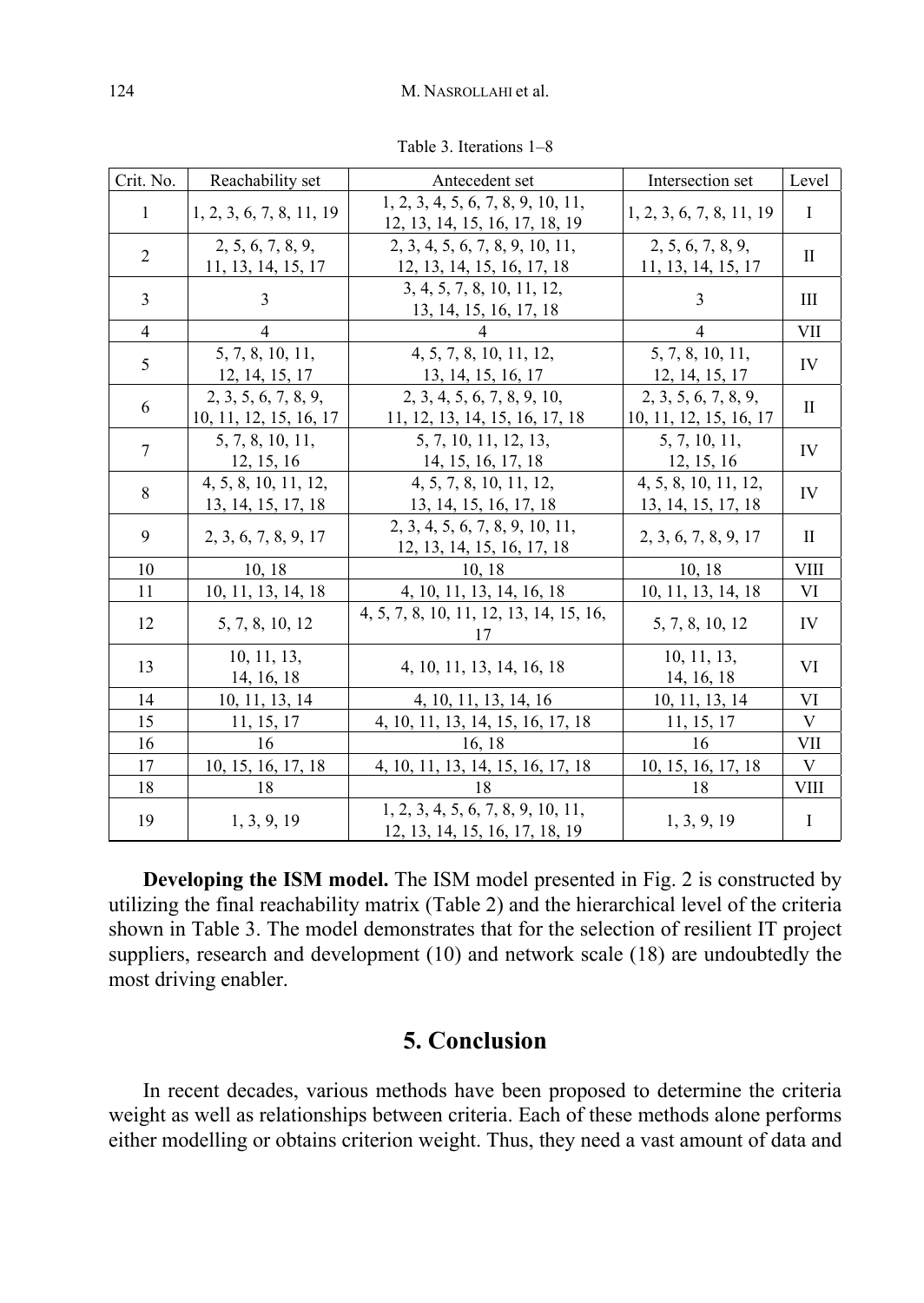Table 3. Iterations 1–8

| Crit. No. | Reachability set | Antecedent set | Intersection set | Level |
|---|---|---|---|---|
| 1 | 1, 2, 3, 6, 7, 8, 11, 19 | 1, 2, 3, 4, 5, 6, 7, 8, 9, 10, 11, 12, 13, 14, 15, 16, 17, 18, 19 | 1, 2, 3, 6, 7, 8, 11, 19 | I |
| 2 | 2, 5, 6, 7, 8, 9, 11, 13, 14, 15, 17 | 2, 3, 4, 5, 6, 7, 8, 9, 10, 11, 12, 13, 14, 15, 16, 17, 18 | 2, 5, 6, 7, 8, 9, 11, 13, 14, 15, 17 | II |
| 3 | 3 | 3, 4, 5, 7, 8, 10, 11, 12, 13, 14, 15, 16, 17, 18 | 3 | III |
| 4 | 4 | 4 | 4 | VII |
| 5 | 5, 7, 8, 10, 11, 12, 14, 15, 17 | 4, 5, 7, 8, 10, 11, 12, 13, 14, 15, 16, 17 | 5, 7, 8, 10, 11, 12, 14, 15, 17 | IV |
| 6 | 2, 3, 5, 6, 7, 8, 9, 10, 11, 12, 15, 16, 17 | 2, 3, 4, 5, 6, 7, 8, 9, 10, 11, 12, 13, 14, 15, 16, 17, 18 | 2, 3, 5, 6, 7, 8, 9, 10, 11, 12, 15, 16, 17 | II |
| 7 | 5, 7, 8, 10, 11, 12, 15, 16 | 5, 7, 10, 11, 12, 13, 14, 15, 16, 17, 18 | 5, 7, 10, 11, 12, 15, 16 | IV |
| 8 | 4, 5, 8, 10, 11, 12, 13, 14, 15, 17, 18 | 4, 5, 7, 8, 10, 11, 12, 13, 14, 15, 16, 17, 18 | 4, 5, 8, 10, 11, 12, 13, 14, 15, 17, 18 | IV |
| 9 | 2, 3, 6, 7, 8, 9, 17 | 2, 3, 4, 5, 6, 7, 8, 9, 10, 11, 12, 13, 14, 15, 16, 17, 18 | 2, 3, 6, 7, 8, 9, 17 | II |
| 10 | 10, 18 | 10, 18 | 10, 18 | VIII |
| 11 | 10, 11, 13, 14, 18 | 4, 10, 11, 13, 14, 16, 18 | 10, 11, 13, 14, 18 | VI |
| 12 | 5, 7, 8, 10, 12 | 4, 5, 7, 8, 10, 11, 12, 13, 14, 15, 16, 17 | 5, 7, 8, 10, 12 | IV |
| 13 | 10, 11, 13, 14, 16, 18 | 4, 10, 11, 13, 14, 16, 18 | 10, 11, 13, 14, 16, 18 | VI |
| 14 | 10, 11, 13, 14 | 4, 10, 11, 13, 14, 16 | 10, 11, 13, 14 | VI |
| 15 | 11, 15, 17 | 4, 10, 11, 13, 14, 15, 16, 17, 18 | 11, 15, 17 | V |
| 16 | 16 | 16, 18 | 16 | VII |
| 17 | 10, 15, 16, 17, 18 | 4, 10, 11, 13, 14, 15, 16, 17, 18 | 10, 15, 16, 17, 18 | V |
| 18 | 18 | 18 | 18 | VIII |
| 19 | 1, 3, 9, 19 | 1, 2, 3, 4, 5, 6, 7, 8, 9, 10, 11, 12, 13, 14, 15, 16, 17, 18, 19 | 1, 3, 9, 19 | I |

**Developing the ISM model.** The ISM model presented in Fig. 2 is constructed by utilizing the final reachability matrix (Table 2) and the hierarchical level of the criteria shown in Table 3. The model demonstrates that for the selection of resilient IT project suppliers, research and development (10) and network scale (18) are undoubtedly the most driving enabler.

## 5. Conclusion

In recent decades, various methods have been proposed to determine the criteria weight as well as relationships between criteria. Each of these methods alone performs either modelling or obtains criterion weight. Thus, they need a vast amount of data and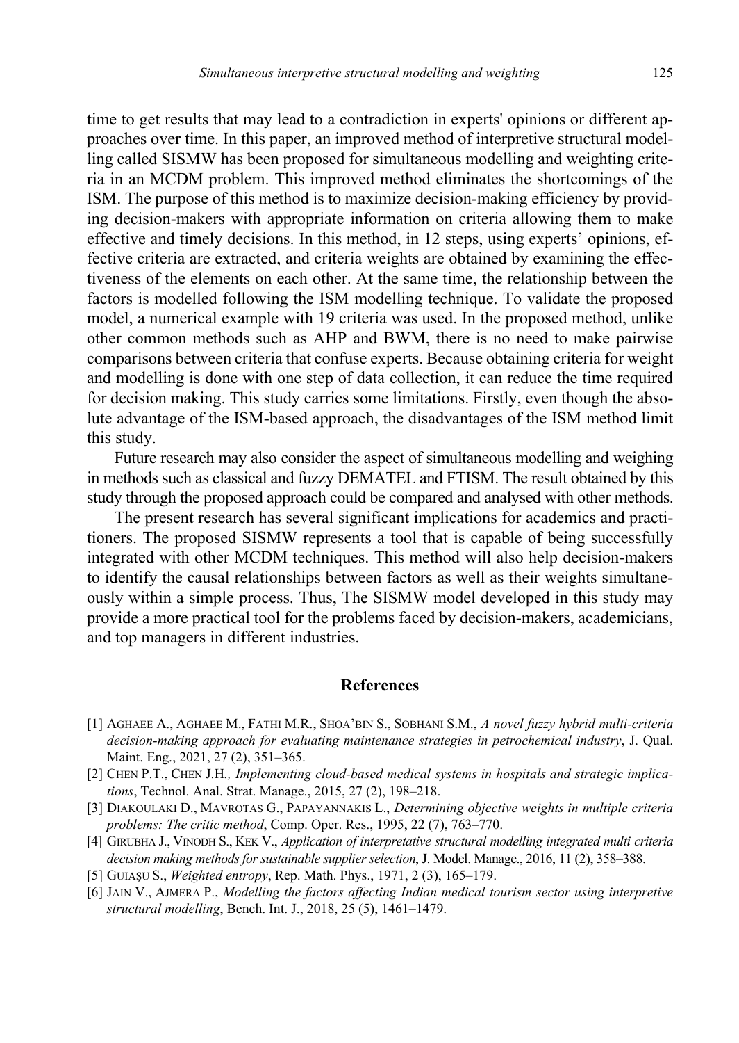time to get results that may lead to a contradiction in experts' opinions or different approaches over time. In this paper, an improved method of interpretive structural modelling called SISMW has been proposed for simultaneous modelling and weighting criteria in an MCDM problem. This improved method eliminates the shortcomings of the ISM. The purpose of this method is to maximize decision-making efficiency by providing decision-makers with appropriate information on criteria allowing them to make effective and timely decisions. In this method, in 12 steps, using experts' opinions, effective criteria are extracted, and criteria weights are obtained by examining the effectiveness of the elements on each other. At the same time, the relationship between the factors is modelled following the ISM modelling technique. To validate the proposed model, a numerical example with 19 criteria was used. In the proposed method, unlike other common methods such as AHP and BWM, there is no need to make pairwise comparisons between criteria that confuse experts. Because obtaining criteria for weight and modelling is done with one step of data collection, it can reduce the time required for decision making. This study carries some limitations. Firstly, even though the absolute advantage of the ISM-based approach, the disadvantages of the ISM method limit this study.

Future research may also consider the aspect of simultaneous modelling and weighing in methods such as classical and fuzzy DEMATEL and FTISM. The result obtained by this study through the proposed approach could be compared and analysed with other methods.

The present research has several significant implications for academics and practitioners. The proposed SISMW represents a tool that is capable of being successfully integrated with other MCDM techniques. This method will also help decision-makers to identify the causal relationships between factors as well as their weights simultaneously within a simple process. Thus, The SISMW model developed in this study may provide a more practical tool for the problems faced by decision-makers, academicians, and top managers in different industries.

## References

[1] Aghaee A., Aghaee M., Fathi M.R., Shoa'bin S., Sobhani S.M., *A novel fuzzy hybrid multi-criteria decision-making approach for evaluating maintenance strategies in petrochemical industry*, J. Qual. Maint. Eng., 2021, 27 (2), 351–365.

[2] Chen P.T., Chen J.H., *Implementing cloud-based medical systems in hospitals and strategic implications*, Technol. Anal. Strat. Manage., 2015, 27 (2), 198–218.

[3] Diakoulaki D., Mavrotas G., Papayannakis L., *Determining objective weights in multiple criteria problems: The critic method*, Comp. Oper. Res., 1995, 22 (7), 763–770.

[4] Girubha J., Vinodh S., Kek V., *Application of interpretative structural modelling integrated multi criteria decision making methods for sustainable supplier selection*, J. Model. Manage., 2016, 11 (2), 358–388.

[5] Guiaşu S., *Weighted entropy*, Rep. Math. Phys., 1971, 2 (3), 165–179.

[6] Jain V., Ajmera P., *Modelling the factors affecting Indian medical tourism sector using interpretive structural modelling*, Bench. Int. J., 2018, 25 (5), 1461–1479.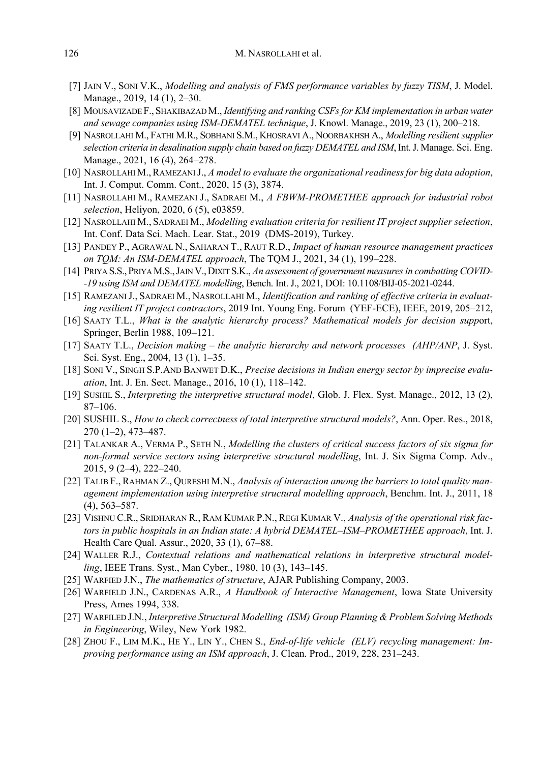[7] JAIN V., SONI V.K., *Modelling and analysis of FMS performance variables by fuzzy TISM*, J. Model. Manage., 2019, 14 (1), 2–30.

[8] MOUSAVIZADE F., SHAKIBAZAD M., *Identifying and ranking CSFs for KM implementation in urban water and sewage companies using ISM-DEMATEL technique*, J. Knowl. Manage., 2019, 23 (1), 200–218.

[9] NASROLLAHI M., FATHI M.R., SOBHANI S.M., KHOSRAVI A., NOORBAKHSH A., *Modelling resilient supplier selection criteria in desalination supply chain based on fuzzy DEMATEL and ISM*, Int. J. Manage. Sci. Eng. Manage., 2021, 16 (4), 264–278.

[10] NASROLLAHI M., RAMEZANI J., *A model to evaluate the organizational readiness for big data adoption*, Int. J. Comput. Comm. Cont., 2020, 15 (3), 3874.

[11] NASROLLAHI M., RAMEZANI J., SADRAEI M., *A FBWM-PROMETHEE approach for industrial robot selection*, Heliyon, 2020, 6 (5), e03859.

[12] NASROLLAHI M., SADRAEI M., *Modelling evaluation criteria for resilient IT project supplier selection*, Int. Conf. Data Sci. Mach. Lear. Stat., 2019 (DMS-2019), Turkey.

[13] PANDEY P., AGRAWAL N., SAHARAN T., RAUT R.D., *Impact of human resource management practices on TQM: An ISM-DEMATEL approach*, The TQM J., 2021, 34 (1), 199–228.

[14] PRIYA S.S., PRIYA M.S., JAIN V., DIXIT S.K., *An assessment of government measures in combatting COVID--19 using ISM and DEMATEL modelling*, Bench. Int. J., 2021, DOI: 10.1108/BIJ-05-2021-0244.

[15] RAMEZANI J., SADRAEI M., NASROLLAHI M., *Identification and ranking of effective criteria in evaluating resilient IT project contractors*, 2019 Int. Young Eng. Forum (YEF-ECE), IEEE, 2019, 205–212,

[16] SAATY T.L., *What is the analytic hierarchy process? Mathematical models for decision support*, Springer, Berlin 1988, 109–121.

[17] SAATY T.L., *Decision making – the analytic hierarchy and network processes (AHP/ANP*, J. Syst. Sci. Syst. Eng., 2004, 13 (1), 1–35.

[18] SONI V., SINGH S.P.AND BANWET D.K., *Precise decisions in Indian energy sector by imprecise evaluation*, Int. J. En. Sect. Manage., 2016, 10 (1), 118–142.

[19] SUSHIL S., *Interpreting the interpretive structural model*, Glob. J. Flex. Syst. Manage., 2012, 13 (2), 87–106.

[20] SUSHIL S., *How to check correctness of total interpretive structural models?*, Ann. Oper. Res., 2018, 270 (1–2), 473–487.

[21] TALANKAR A., VERMA P., SETH N., *Modelling the clusters of critical success factors of six sigma for non-formal service sectors using interpretive structural modelling*, Int. J. Six Sigma Comp. Adv., 2015, 9 (2–4), 222–240.

[22] TALIB F., RAHMAN Z., QURESHI M.N., *Analysis of interaction among the barriers to total quality management implementation using interpretive structural modelling approach*, Benchm. Int. J., 2011, 18 (4), 563–587.

[23] VISHNU C.R., SRIDHARAN R., RAM KUMAR P.N., REGI KUMAR V., *Analysis of the operational risk factors in public hospitals in an Indian state: A hybrid DEMATEL–ISM–PROMETHEE approach*, Int. J. Health Care Qual. Assur., 2020, 33 (1), 67–88.

[24] WALLER R.J., *Contextual relations and mathematical relations in interpretive structural modelling*, IEEE Trans. Syst., Man Cyber., 1980, 10 (3), 143–145.

[25] WARFIED J.N., *The mathematics of structure*, AJAR Publishing Company, 2003.

[26] WARFIELD J.N., CARDENAS A.R., *A Handbook of Interactive Management*, Iowa State University Press, Ames 1994, 338.

[27] WARFILED J.N., *Interpretive Structural Modelling (ISM) Group Planning & Problem Solving Methods in Engineering*, Wiley, New York 1982.

[28] ZHOU F., LIM M.K., HE Y., LIN Y., CHEN S., *End-of-life vehicle (ELV) recycling management: Improving performance using an ISM approach*, J. Clean. Prod., 2019, 228, 231–243.